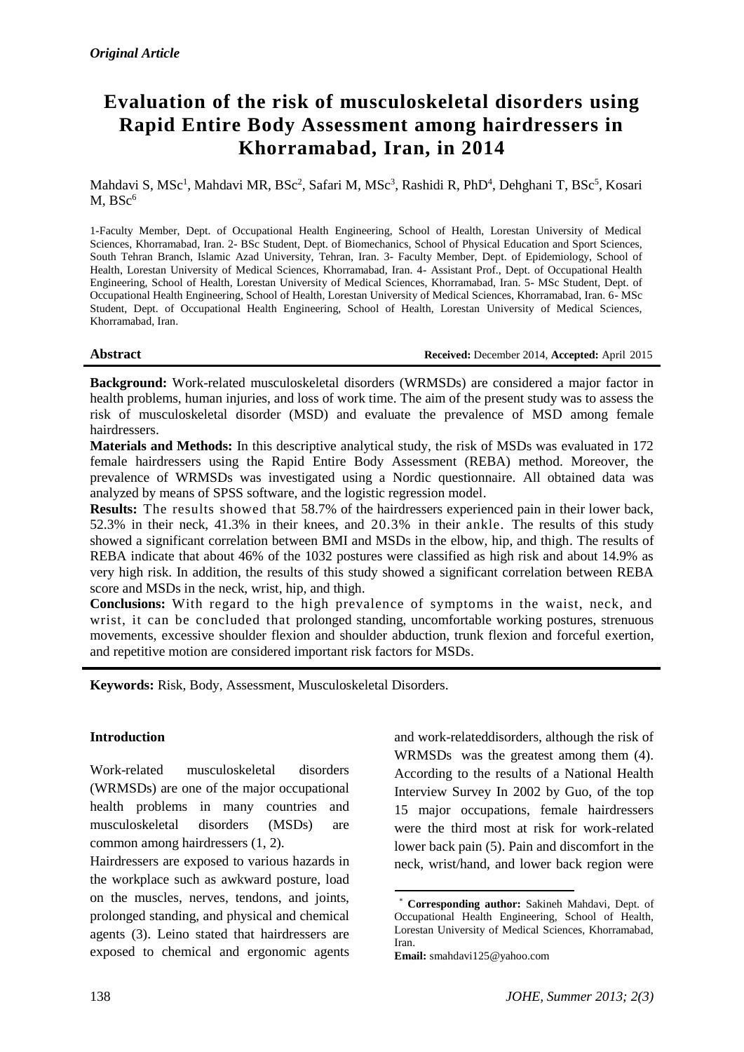*Original Article*

# Evaluation of the risk of musculoskeletal disorders using Rapid Entire Body Assessment among hairdressers in Khorramabad, Iran, in 2014

Mahdavi S, MSc[1], Mahdavi MR, BSc[2], Safari M, MSc[3], Rashidi R, PhD[4], Dehghani T, BSc[5], Kosari M, BSc[6]

1-Faculty Member, Dept. of Occupational Health Engineering, School of Health, Lorestan University of Medical Sciences, Khorramabad, Iran. 2- BSc Student, Dept. of Biomechanics, School of Physical Education and Sport Sciences, South Tehran Branch, Islamic Azad University, Tehran, Iran. 3- Faculty Member, Dept. of Epidemiology, School of Health, Lorestan University of Medical Sciences, Khorramabad, Iran. 4- Assistant Prof., Dept. of Occupational Health Engineering, School of Health, Lorestan University of Medical Sciences, Khorramabad, Iran. 5- MSc Student, Dept. of Occupational Health Engineering, School of Health, Lorestan University of Medical Sciences, Khorramabad, Iran. 6- MSc Student, Dept. of Occupational Health Engineering, School of Health, Lorestan University of Medical Sciences, Khorramabad, Iran.

## Abstract

**Received:** December 2014, **Accepted:** April 2015

**Background:** Work-related musculoskeletal disorders (WRMSDs) are considered a major factor in health problems, human injuries, and loss of work time. The aim of the present study was to assess the risk of musculoskeletal disorder (MSD) and evaluate the prevalence of MSD among female hairdressers.

**Materials and Methods:** In this descriptive analytical study, the risk of MSDs was evaluated in 172 female hairdressers using the Rapid Entire Body Assessment (REBA) method. Moreover, the prevalence of WRMSDs was investigated using a Nordic questionnaire. All obtained data was analyzed by means of SPSS software, and the logistic regression model.

**Results:** The results showed that 58.7% of the hairdressers experienced pain in their lower back, 52.3% in their neck, 41.3% in their knees, and 20.3% in their ankle. The results of this study showed a significant correlation between BMI and MSDs in the elbow, hip, and thigh. The results of REBA indicate that about 46% of the 1032 postures were classified as high risk and about 14.9% as very high risk. In addition, the results of this study showed a significant correlation between REBA score and MSDs in the neck, wrist, hip, and thigh.

**Conclusions:** With regard to the high prevalence of symptoms in the waist, neck, and wrist, it can be concluded that prolonged standing, uncomfortable working postures, strenuous movements, excessive shoulder flexion and shoulder abduction, trunk flexion and forceful exertion, and repetitive motion are considered important risk factors for MSDs.

**Keywords:** Risk, Body, Assessment, Musculoskeletal Disorders.

## Introduction

Work-related musculoskeletal disorders (WRMSDs) are one of the major occupational health problems in many countries and musculoskeletal disorders (MSDs) are common among hairdressers (1, 2).

Hairdressers are exposed to various hazards in the workplace such as awkward posture, load on the muscles, nerves, tendons, and joints, prolonged standing, and physical and chemical agents (3). Leino stated that hairdressers are exposed to chemical and ergonomic agents and work-relateddisorders, although the risk of WRMSDs was the greatest among them (4). According to the results of a National Health Interview Survey In 2002 by Guo, of the top 15 major occupations, female hairdressers were the third most at risk for work-related lower back pain (5). Pain and discomfort in the neck, wrist/hand, and lower back region were

\* **Corresponding author:** Sakineh Mahdavi, Dept. of Occupational Health Engineering, School of Health, Lorestan University of Medical Sciences, Khorramabad, Iran.
**Email:** smahdavi125@yahoo.com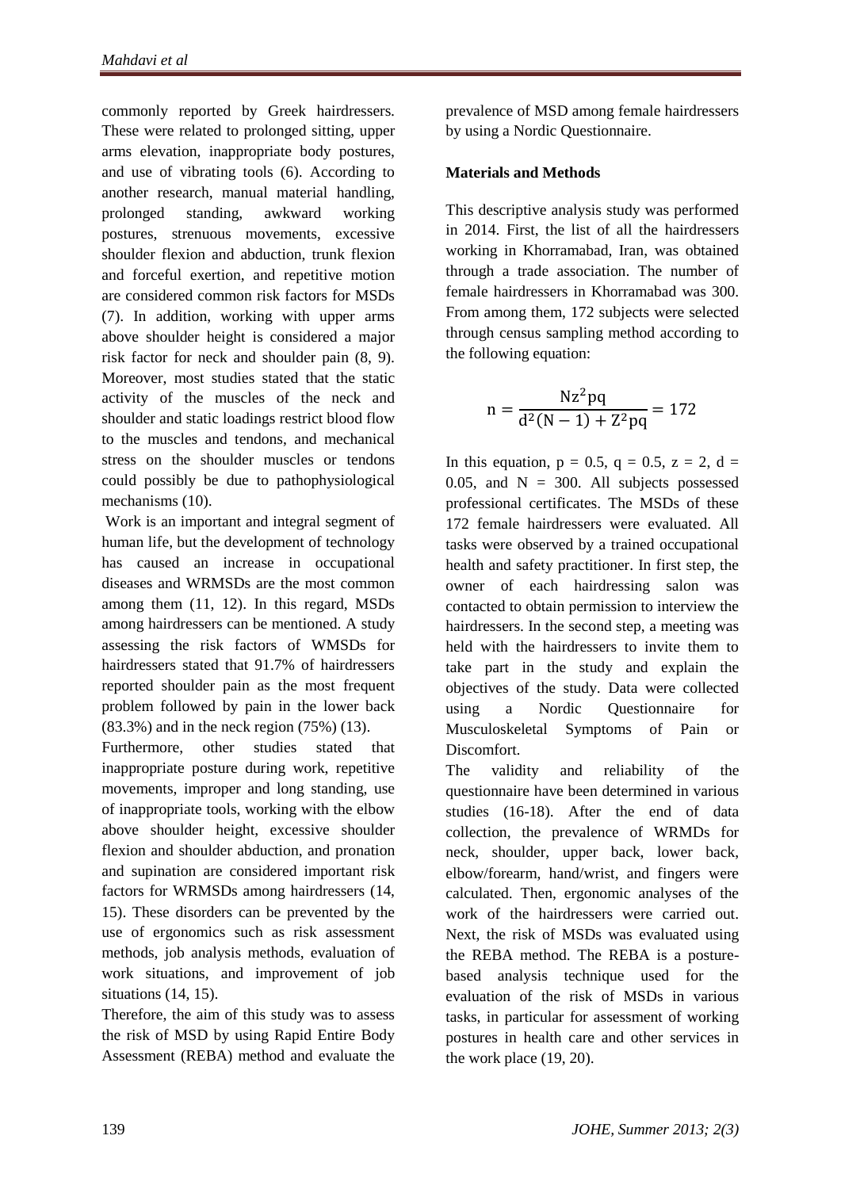commonly reported by Greek hairdressers. These were related to prolonged sitting, upper arms elevation, inappropriate body postures, and use of vibrating tools (6). According to another research, manual material handling, prolonged standing, awkward working postures, strenuous movements, excessive shoulder flexion and abduction, trunk flexion and forceful exertion, and repetitive motion are considered common risk factors for MSDs (7). In addition, working with upper arms above shoulder height is considered a major risk factor for neck and shoulder pain (8, 9). Moreover, most studies stated that the static activity of the muscles of the neck and shoulder and static loadings restrict blood flow to the muscles and tendons, and mechanical stress on the shoulder muscles or tendons could possibly be due to pathophysiological mechanisms (10).

Work is an important and integral segment of human life, but the development of technology has caused an increase in occupational diseases and WRMSDs are the most common among them (11, 12). In this regard, MSDs among hairdressers can be mentioned. A study assessing the risk factors of WMSDs for hairdressers stated that 91.7% of hairdressers reported shoulder pain as the most frequent problem followed by pain in the lower back (83.3%) and in the neck region (75%) (13).

Furthermore, other studies stated that inappropriate posture during work, repetitive movements, improper and long standing, use of inappropriate tools, working with the elbow above shoulder height, excessive shoulder flexion and shoulder abduction, and pronation and supination are considered important risk factors for WRMSDs among hairdressers (14, 15). These disorders can be prevented by the use of ergonomics such as risk assessment methods, job analysis methods, evaluation of work situations, and improvement of job situations (14, 15).

Therefore, the aim of this study was to assess the risk of MSD by using Rapid Entire Body Assessment (REBA) method and evaluate the prevalence of MSD among female hairdressers by using a Nordic Questionnaire.

**Materials and Methods**

This descriptive analysis study was performed in 2014. First, the list of all the hairdressers working in Khorramabad, Iran, was obtained through a trade association. The number of female hairdressers in Khorramabad was 300. From among them, 172 subjects were selected through census sampling method according to the following equation:

$$n = \frac{Nz^2pq}{d^2(N-1) + Z^2pq} = 172$$

In this equation, $p = 0.5$, $q = 0.5$, $z = 2$, $d = 0.05$, and $N = 300$. All subjects possessed professional certificates. The MSDs of these 172 female hairdressers were evaluated. All tasks were observed by a trained occupational health and safety practitioner. In first step, the owner of each hairdressing salon was contacted to obtain permission to interview the hairdressers. In the second step, a meeting was held with the hairdressers to invite them to take part in the study and explain the objectives of the study. Data were collected using a Nordic Questionnaire for Musculoskeletal Symptoms of Pain or Discomfort.

The validity and reliability of the questionnaire have been determined in various studies (16-18). After the end of data collection, the prevalence of WRMDs for neck, shoulder, upper back, lower back, elbow/forearm, hand/wrist, and fingers were calculated. Then, ergonomic analyses of the work of the hairdressers were carried out. Next, the risk of MSDs was evaluated using the REBA method. The REBA is a posture-based analysis technique used for the evaluation of the risk of MSDs in various tasks, in particular for assessment of working postures in health care and other services in the work place (19, 20).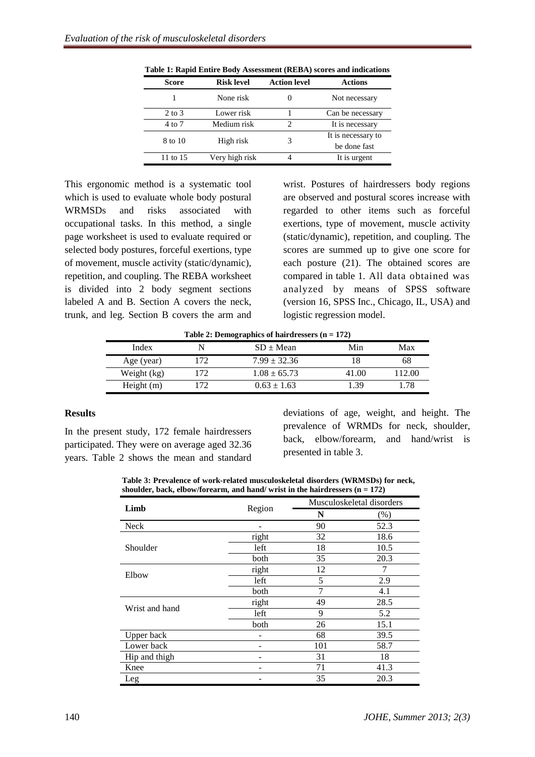**Table 1: Rapid Entire Body Assessment (REBA) scores and indications**

| Score | Risk level | Action level | Actions |
|---|---|---|---|
| 1 | None risk | 0 | Not necessary |
| 2 to 3 | Lower risk | 1 | Can be necessary |
| 4 to 7 | Medium risk | 2 | It is necessary |
| 8 to 10 | High risk | 3 | It is necessary to be done fast |
| 11 to 15 | Very high risk | 4 | It is urgent |

This ergonomic method is a systematic tool which is used to evaluate whole body postural WRMSDs and risks associated with occupational tasks. In this method, a single page worksheet is used to evaluate required or selected body postures, forceful exertions, type of movement, muscle activity (static/dynamic), repetition, and coupling. The REBA worksheet is divided into 2 body segment sections labeled A and B. Section A covers the neck, trunk, and leg. Section B covers the arm and wrist. Postures of hairdressers body regions are observed and postural scores increase with regarded to other items such as forceful exertions, type of movement, muscle activity (static/dynamic), repetition, and coupling. The scores are summed up to give one score for each posture (21). The obtained scores are compared in table 1. All data obtained was analyzed by means of SPSS software (version 16, SPSS Inc., Chicago, IL, USA) and logistic regression model.

**Table 2: Demographics of hairdressers (n = 172)**

| Index | N | SD ± Mean | Min | Max |
|---|---|---|---|---|
| Age (year) | 172 | 7.99 ± 32.36 | 18 | 68 |
| Weight (kg) | 172 | 1.08 ± 65.73 | 41.00 | 112.00 |
| Height (m) | 172 | 0.63 ± 1.63 | 1.39 | 1.78 |

## Results

In the present study, 172 female hairdressers participated. They were on average aged 32.36 years. Table 2 shows the mean and standard deviations of age, weight, and height. The prevalence of WRMDs for neck, shoulder, back, elbow/forearm, and hand/wrist is presented in table 3.

**Table 3: Prevalence of work-related musculoskeletal disorders (WRMSDs) for neck, shoulder, back, elbow/forearm, and hand/ wrist in the hairdressers (n = 172)**

| Limb | Region | Musculoskeletal disorders | |
|---|---|---|---|
| | | N | (%) |
| Neck | - | 90 | 52.3 |
| Shoulder | right | 32 | 18.6 |
| | left | 18 | 10.5 |
| | both | 35 | 20.3 |
| Elbow | right | 12 | 7 |
| | left | 5 | 2.9 |
| | both | 7 | 4.1 |
| Wrist and hand | right | 49 | 28.5 |
| | left | 9 | 5.2 |
| | both | 26 | 15.1 |
| Upper back | - | 68 | 39.5 |
| Lower back | - | 101 | 58.7 |
| Hip and thigh | - | 31 | 18 |
| Knee | - | 71 | 41.3 |
| Leg | - | 35 | 20.3 |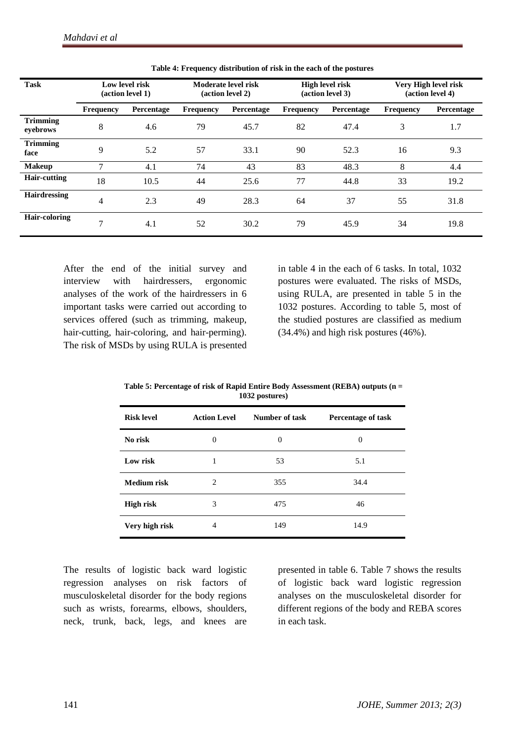**Table 4: Frequency distribution of risk in the each of the postures**

| Task | Low level risk (action level 1) | | Moderate level risk (action level 2) | | High level risk (action level 3) | | Very High level risk (action level 4) | |
|---|---|---|---|---|---|---|---|---|
| | Frequency | Percentage | Frequency | Percentage | Frequency | Percentage | Frequency | Percentage |
| **Trimming eyebrows** | 8 | 4.6 | 79 | 45.7 | 82 | 47.4 | 3 | 1.7 |
| **Trimming face** | 9 | 5.2 | 57 | 33.1 | 90 | 52.3 | 16 | 9.3 |
| **Makeup** | 7 | 4.1 | 74 | 43 | 83 | 48.3 | 8 | 4.4 |
| **Hair-cutting** | 18 | 10.5 | 44 | 25.6 | 77 | 44.8 | 33 | 19.2 |
| **Hairdressing** | 4 | 2.3 | 49 | 28.3 | 64 | 37 | 55 | 31.8 |
| **Hair-coloring** | 7 | 4.1 | 52 | 30.2 | 79 | 45.9 | 34 | 19.8 |

After the end of the initial survey and interview with hairdressers, ergonomic analyses of the work of the hairdressers in 6 important tasks were carried out according to services offered (such as trimming, makeup, hair-cutting, hair-coloring, and hair-perming). The risk of MSDs by using RULA is presented in table 4 in the each of 6 tasks. In total, 1032 postures were evaluated. The risks of MSDs, using RULA, are presented in table 5 in the 1032 postures. According to table 5, most of the studied postures are classified as medium (34.4%) and high risk postures (46%).

**Table 5: Percentage of risk of Rapid Entire Body Assessment (REBA) outputs (n = 1032 postures)**

| Risk level | Action Level | Number of task | Percentage of task |
|---|---|---|---|
| **No risk** | 0 | 0 | 0 |
| **Low risk** | 1 | 53 | 5.1 |
| **Medium risk** | 2 | 355 | 34.4 |
| **High risk** | 3 | 475 | 46 |
| **Very high risk** | 4 | 149 | 14.9 |

The results of logistic back ward logistic regression analyses on risk factors of musculoskeletal disorder for the body regions such as wrists, forearms, elbows, shoulders, neck, trunk, back, legs, and knees are presented in table 6. Table 7 shows the results of logistic back ward logistic regression analyses on the musculoskeletal disorder for different regions of the body and REBA scores in each task.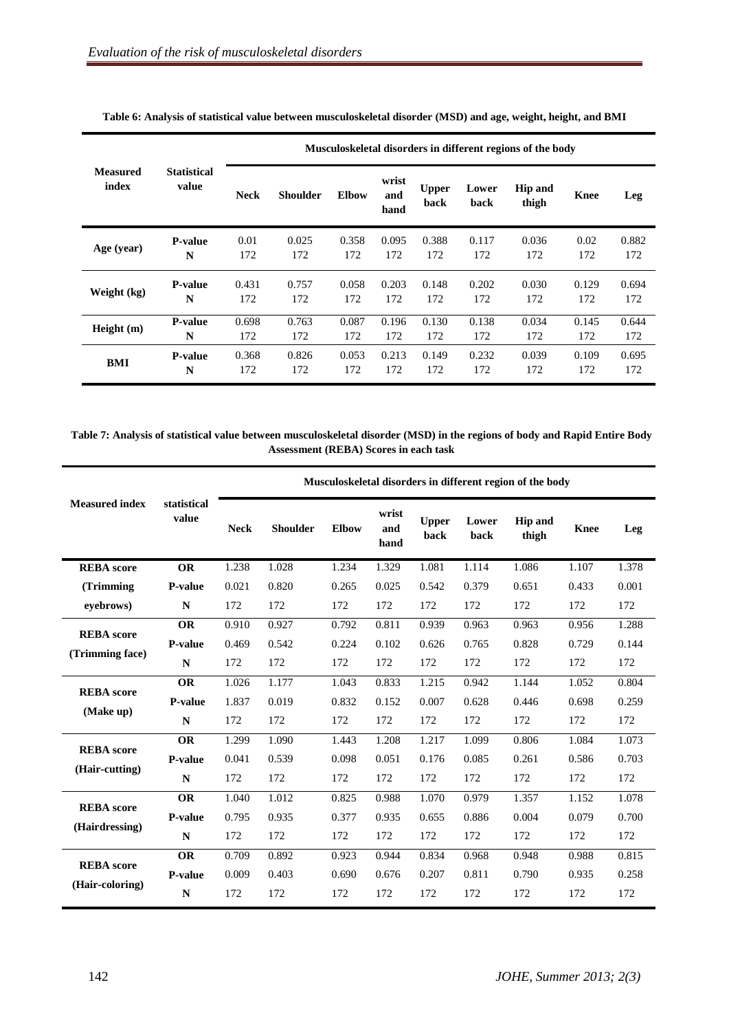**Table 6: Analysis of statistical value between musculoskeletal disorder (MSD) and age, weight, height, and BMI**

| Measured index | Statistical value | Musculoskeletal disorders in different regions of the body | | | | | | | | |
|---|---|---|---|---|---|---|---|---|---|---|
| | | Neck | Shoulder | Elbow | wrist and hand | Upper back | Lower back | Hip and thigh | Knee | Leg |
| Age (year) | P-value | 0.01 | 0.025 | 0.358 | 0.095 | 0.388 | 0.117 | 0.036 | 0.02 | 0.882 |
| | N | 172 | 172 | 172 | 172 | 172 | 172 | 172 | 172 | 172 |
| Weight (kg) | P-value | 0.431 | 0.757 | 0.058 | 0.203 | 0.148 | 0.202 | 0.030 | 0.129 | 0.694 |
| | N | 172 | 172 | 172 | 172 | 172 | 172 | 172 | 172 | 172 |
| Height (m) | P-value | 0.698 | 0.763 | 0.087 | 0.196 | 0.130 | 0.138 | 0.034 | 0.145 | 0.644 |
| | N | 172 | 172 | 172 | 172 | 172 | 172 | 172 | 172 | 172 |
| BMI | P-value | 0.368 | 0.826 | 0.053 | 0.213 | 0.149 | 0.232 | 0.039 | 0.109 | 0.695 |
| | N | 172 | 172 | 172 | 172 | 172 | 172 | 172 | 172 | 172 |

**Table 7: Analysis of statistical value between musculoskeletal disorder (MSD) in the regions of body and Rapid Entire Body Assessment (REBA) Scores in each task**

| Measured index | statistical value | Musculoskeletal disorders in different region of the body | | | | | | | | |
|---|---|---|---|---|---|---|---|---|---|---|
| | | Neck | Shoulder | Elbow | wrist and hand | Upper back | Lower back | Hip and thigh | Knee | Leg |
| REBA score (Trimming eyebrows) | OR | 1.238 | 1.028 | 1.234 | 1.329 | 1.081 | 1.114 | 1.086 | 1.107 | 1.378 |
| | P-value | 0.021 | 0.820 | 0.265 | 0.025 | 0.542 | 0.379 | 0.651 | 0.433 | 0.001 |
| | N | 172 | 172 | 172 | 172 | 172 | 172 | 172 | 172 | 172 |
| REBA score (Trimming face) | OR | 0.910 | 0.927 | 0.792 | 0.811 | 0.939 | 0.963 | 0.963 | 0.956 | 1.288 |
| | P-value | 0.469 | 0.542 | 0.224 | 0.102 | 0.626 | 0.765 | 0.828 | 0.729 | 0.144 |
| | N | 172 | 172 | 172 | 172 | 172 | 172 | 172 | 172 | 172 |
| REBA score (Make up) | OR | 1.026 | 1.177 | 1.043 | 0.833 | 1.215 | 0.942 | 1.144 | 1.052 | 0.804 |
| | P-value | 1.837 | 0.019 | 0.832 | 0.152 | 0.007 | 0.628 | 0.446 | 0.698 | 0.259 |
| | N | 172 | 172 | 172 | 172 | 172 | 172 | 172 | 172 | 172 |
| REBA score (Hair-cutting) | OR | 1.299 | 1.090 | 1.443 | 1.208 | 1.217 | 1.099 | 0.806 | 1.084 | 1.073 |
| | P-value | 0.041 | 0.539 | 0.098 | 0.051 | 0.176 | 0.085 | 0.261 | 0.586 | 0.703 |
| | N | 172 | 172 | 172 | 172 | 172 | 172 | 172 | 172 | 172 |
| REBA score (Hairdressing) | OR | 1.040 | 1.012 | 0.825 | 0.988 | 1.070 | 0.979 | 1.357 | 1.152 | 1.078 |
| | P-value | 0.795 | 0.935 | 0.377 | 0.935 | 0.655 | 0.886 | 0.004 | 0.079 | 0.700 |
| | N | 172 | 172 | 172 | 172 | 172 | 172 | 172 | 172 | 172 |
| REBA score (Hair-coloring) | OR | 0.709 | 0.892 | 0.923 | 0.944 | 0.834 | 0.968 | 0.948 | 0.988 | 0.815 |
| | P-value | 0.009 | 0.403 | 0.690 | 0.676 | 0.207 | 0.811 | 0.790 | 0.935 | 0.258 |
| | N | 172 | 172 | 172 | 172 | 172 | 172 | 172 | 172 | 172 |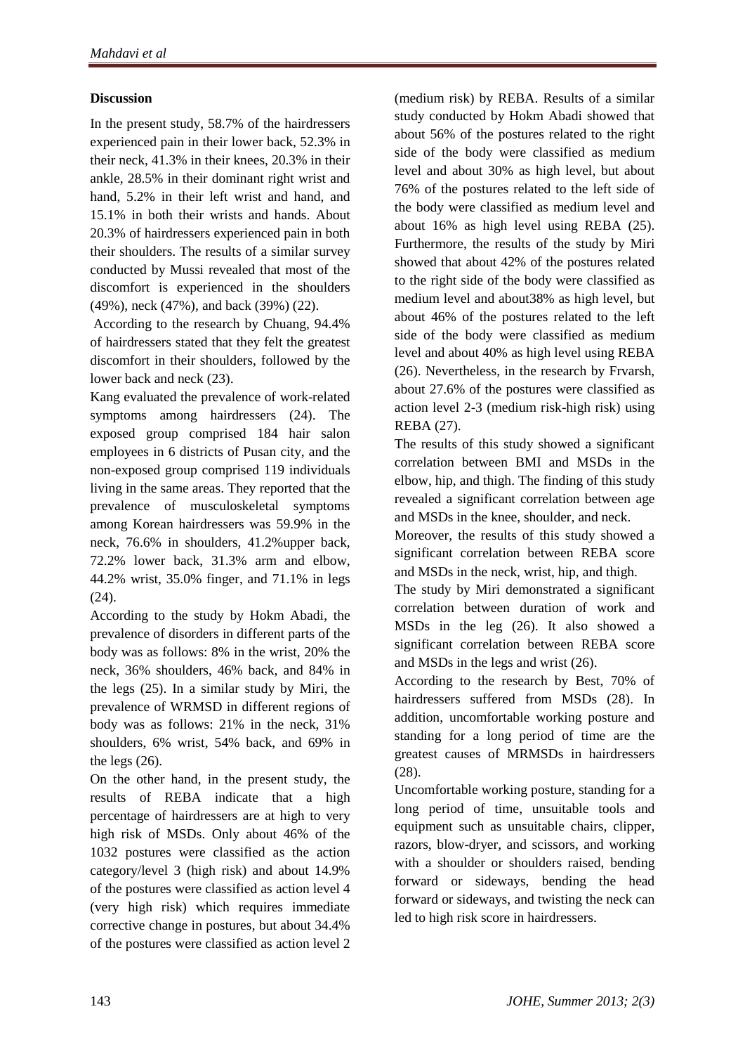## Discussion

In the present study, 58.7% of the hairdressers experienced pain in their lower back, 52.3% in their neck, 41.3% in their knees, 20.3% in their ankle, 28.5% in their dominant right wrist and hand, 5.2% in their left wrist and hand, and 15.1% in both their wrists and hands. About 20.3% of hairdressers experienced pain in both their shoulders. The results of a similar survey conducted by Mussi revealed that most of the discomfort is experienced in the shoulders (49%), neck (47%), and back (39%) (22).

According to the research by Chuang, 94.4% of hairdressers stated that they felt the greatest discomfort in their shoulders, followed by the lower back and neck (23).

Kang evaluated the prevalence of work-related symptoms among hairdressers (24). The exposed group comprised 184 hair salon employees in 6 districts of Pusan city, and the non-exposed group comprised 119 individuals living in the same areas. They reported that the prevalence of musculoskeletal symptoms among Korean hairdressers was 59.9% in the neck, 76.6% in shoulders, 41.2%upper back, 72.2% lower back, 31.3% arm and elbow, 44.2% wrist, 35.0% finger, and 71.1% in legs (24).

According to the study by Hokm Abadi, the prevalence of disorders in different parts of the body was as follows: 8% in the wrist, 20% the neck, 36% shoulders, 46% back, and 84% in the legs (25). In a similar study by Miri, the prevalence of WRMSD in different regions of body was as follows: 21% in the neck, 31% shoulders, 6% wrist, 54% back, and 69% in the legs (26).

On the other hand, in the present study, the results of REBA indicate that a high percentage of hairdressers are at high to very high risk of MSDs. Only about 46% of the 1032 postures were classified as the action category/level 3 (high risk) and about 14.9% of the postures were classified as action level 4 (very high risk) which requires immediate corrective change in postures, but about 34.4% of the postures were classified as action level 2 (medium risk) by REBA. Results of a similar study conducted by Hokm Abadi showed that about 56% of the postures related to the right side of the body were classified as medium level and about 30% as high level, but about 76% of the postures related to the left side of the body were classified as medium level and about 16% as high level using REBA (25). Furthermore, the results of the study by Miri showed that about 42% of the postures related to the right side of the body were classified as medium level and about38% as high level, but about 46% of the postures related to the left side of the body were classified as medium level and about 40% as high level using REBA (26). Nevertheless, in the research by Frvarsh, about 27.6% of the postures were classified as action level 2-3 (medium risk-high risk) using REBA (27).

The results of this study showed a significant correlation between BMI and MSDs in the elbow, hip, and thigh. The finding of this study revealed a significant correlation between age and MSDs in the knee, shoulder, and neck.

Moreover, the results of this study showed a significant correlation between REBA score and MSDs in the neck, wrist, hip, and thigh.

The study by Miri demonstrated a significant correlation between duration of work and MSDs in the leg (26). It also showed a significant correlation between REBA score and MSDs in the legs and wrist (26).

According to the research by Best, 70% of hairdressers suffered from MSDs (28). In addition, uncomfortable working posture and standing for a long period of time are the greatest causes of MRMSDs in hairdressers (28).

Uncomfortable working posture, standing for a long period of time, unsuitable tools and equipment such as unsuitable chairs, clipper, razors, blow-dryer, and scissors, and working with a shoulder or shoulders raised, bending forward or sideways, bending the head forward or sideways, and twisting the neck can led to high risk score in hairdressers.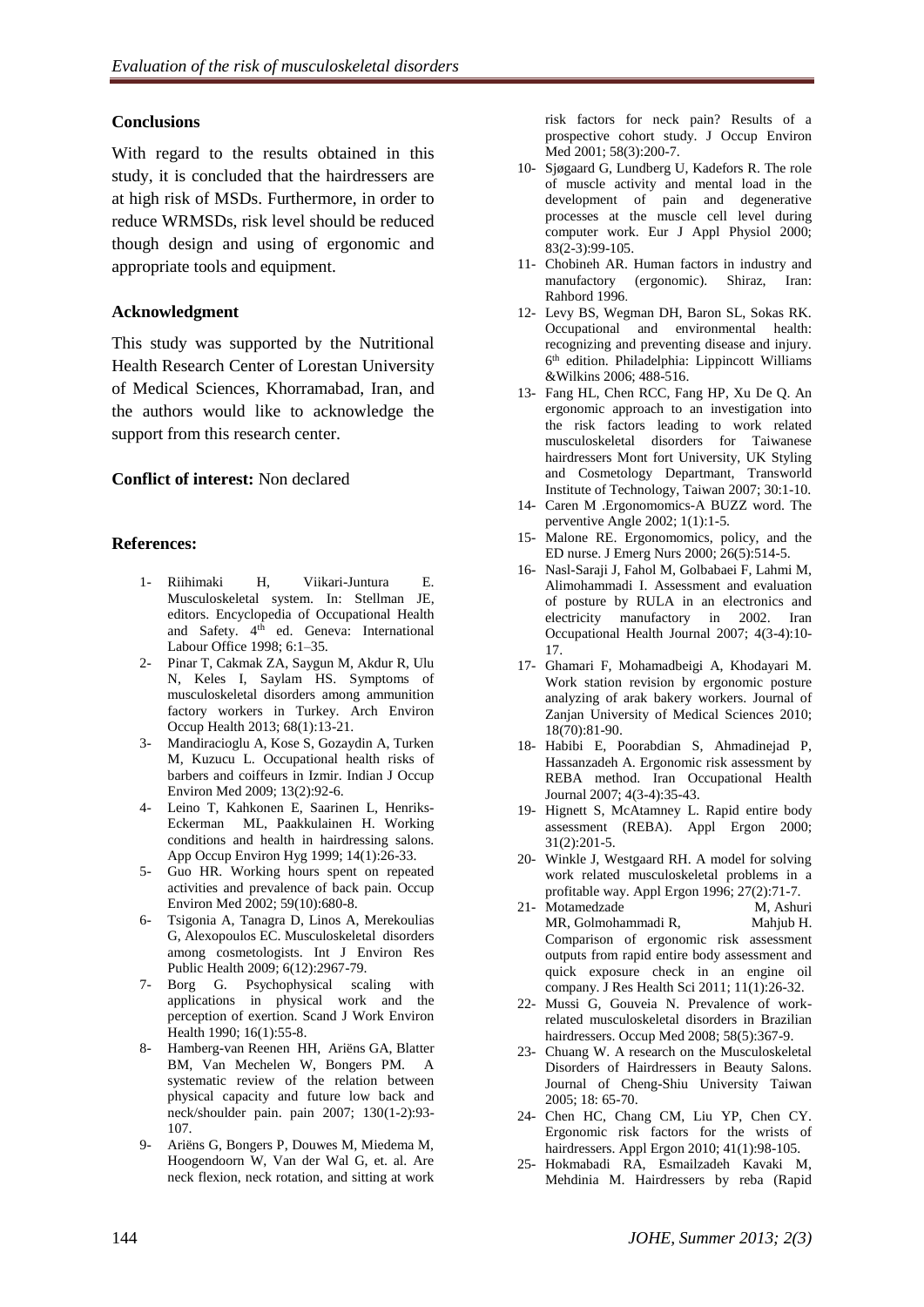## Conclusions

With regard to the results obtained in this study, it is concluded that the hairdressers are at high risk of MSDs. Furthermore, in order to reduce WRMSDs, risk level should be reduced though design and using of ergonomic and appropriate tools and equipment.

## Acknowledgment

This study was supported by the Nutritional Health Research Center of Lorestan University of Medical Sciences, Khorramabad, Iran, and the authors would like to acknowledge the support from this research center.

**Conflict of interest:** Non declared

## References:

1- Riihimaki H, Viikari-Juntura E. Musculoskeletal system. In: Stellman JE, editors. Encyclopedia of Occupational Health and Safety. 4th ed. Geneva: International Labour Office 1998; 6:1–35.
2- Pinar T, Cakmak ZA, Saygun M, Akdur R, Ulu N, Keles I, Saylam HS. Symptoms of musculoskeletal disorders among ammunition factory workers in Turkey. Arch Environ Occup Health 2013; 68(1):13-21.
3- Mandiracioglu A, Kose S, Gozaydin A, Turken M, Kuzucu L. Occupational health risks of barbers and coiffeurs in Izmir. Indian J Occup Environ Med 2009; 13(2):92-6.
4- Leino T, Kahkonen E, Saarinen L, Henriks-Eckerman ML, Paakkulainen H. Working conditions and health in hairdressing salons. App Occup Environ Hyg 1999; 14(1):26-33.
5- Guo HR. Working hours spent on repeated activities and prevalence of back pain. Occup Environ Med 2002; 59(10):680-8.
6- Tsigonia A, Tanagra D, Linos A, Merekoulias G, Alexopoulos EC. Musculoskeletal disorders among cosmetologists. Int J Environ Res Public Health 2009; 6(12):2967-79.
7- Borg G. Psychophysical scaling with applications in physical work and the perception of exertion. Scand J Work Environ Health 1990; 16(1):55-8.
8- Hamberg-van Reenen HH, Ariëns GA, Blatter BM, Van Mechelen W, Bongers PM. A systematic review of the relation between physical capacity and future low back and neck/shoulder pain. pain 2007; 130(1-2):93-107.
9- Ariëns G, Bongers P, Douwes M, Miedema M, Hoogendoorn W, Van der Wal G, et. al. Are neck flexion, neck rotation, and sitting at work risk factors for neck pain? Results of a prospective cohort study. J Occup Environ Med 2001; 58(3):200-7.
10- Sjøgaard G, Lundberg U, Kadefors R. The role of muscle activity and mental load in the development of pain and degenerative processes at the muscle cell level during computer work. Eur J Appl Physiol 2000; 83(2-3):99-105.
11- Chobineh AR. Human factors in industry and manufactory (ergonomic). Shiraz, Iran: Rahbord 1996.
12- Levy BS, Wegman DH, Baron SL, Sokas RK. Occupational and environmental health: recognizing and preventing disease and injury. 6th edition. Philadelphia: Lippincott Williams &Wilkins 2006; 488-516.
13- Fang HL, Chen RCC, Fang HP, Xu De Q. An ergonomic approach to an investigation into the risk factors leading to work related musculoskeletal disorders for Taiwanese hairdressers Mont fort University, UK Styling and Cosmetology Departmant, Transworld Institute of Technology, Taiwan 2007; 30:1-10.
14- Caren M .Ergonomomics-A BUZZ word. The perventive Angle 2002; 1(1):1-5.
15- Malone RE. Ergonomomics, policy, and the ED nurse. J Emerg Nurs 2000; 26(5):514-5.
16- Nasl-Saraji J, Fahol M, Golbabaei F, Lahmi M, Alimohammadi I. Assessment and evaluation of posture by RULA in an electronics and electricity manufactory in 2002. Iran Occupational Health Journal 2007; 4(3-4):10-17.
17- Ghamari F, Mohamadbeigi A, Khodayari M. Work station revision by ergonomic posture analyzing of arak bakery workers. Journal of Zanjan University of Medical Sciences 2010; 18(70):81-90.
18- Habibi E, Poorabdian S, Ahmadinejad P, Hassanzadeh A. Ergonomic risk assessment by REBA method. Iran Occupational Health Journal 2007; 4(3-4):35-43.
19- Hignett S, McAtamney L. Rapid entire body assessment (REBA). Appl Ergon 2000; 31(2):201-5.
20- Winkle J, Westgaard RH. A model for solving work related musculoskeletal problems in a profitable way. Appl Ergon 1996; 27(2):71-7.
21- Motamedzade M, Ashuri MR, Golmohammadi R, Mahjub H. Comparison of ergonomic risk assessment outputs from rapid entire body assessment and quick exposure check in an engine oil company. J Res Health Sci 2011; 11(1):26-32.
22- Mussi G, Gouveia N. Prevalence of work-related musculoskeletal disorders in Brazilian hairdressers. Occup Med 2008; 58(5):367-9.
23- Chuang W. A research on the Musculoskeletal Disorders of Hairdressers in Beauty Salons. Journal of Cheng-Shiu University Taiwan 2005; 18: 65-70.
24- Chen HC, Chang CM, Liu YP, Chen CY. Ergonomic risk factors for the wrists of hairdressers. Appl Ergon 2010; 41(1):98-105.
25- Hokmabadi RA, Esmailzadeh Kavaki M, Mehdinia M. Hairdressers by reba (Rapid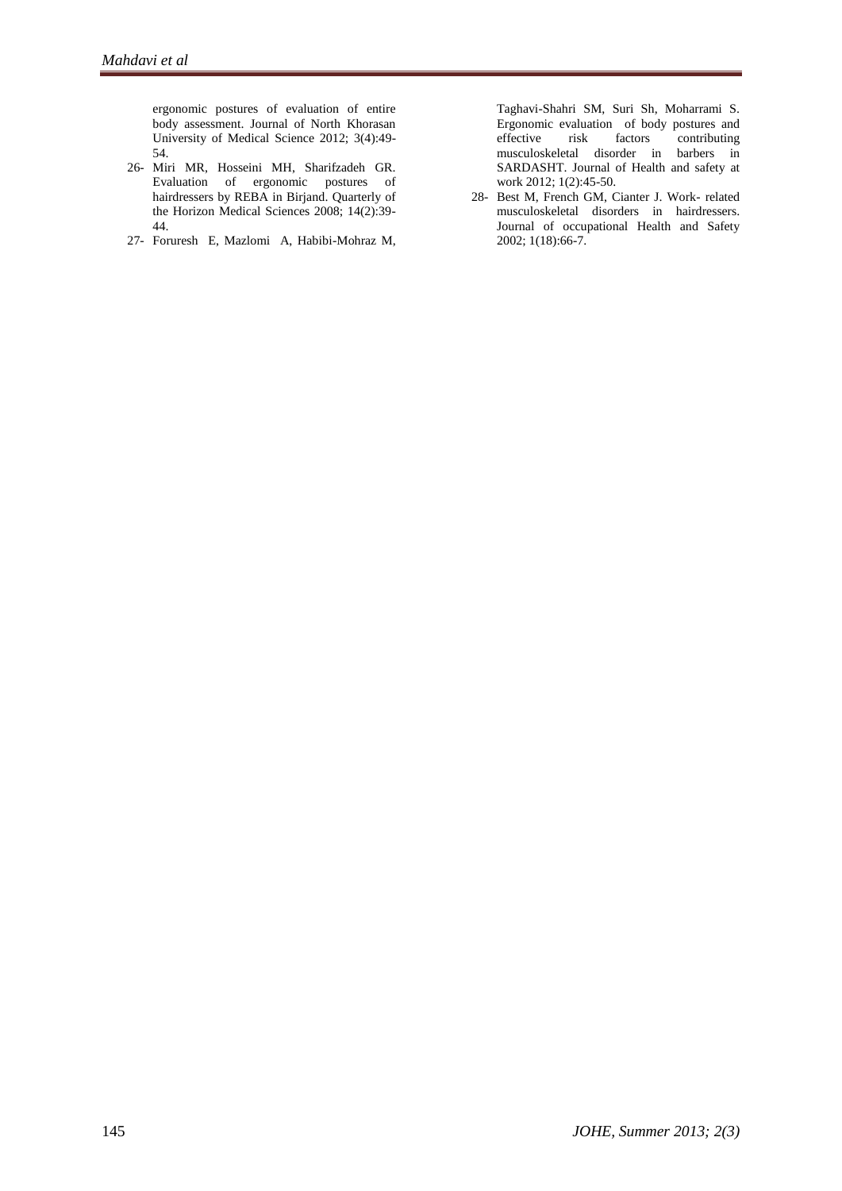ergonomic postures of evaluation of entire body assessment. Journal of North Khorasan University of Medical Science 2012; 3(4):49-54.

26- Miri MR, Hosseini MH, Sharifzadeh GR. Evaluation of ergonomic postures of hairdressers by REBA in Birjand. Quarterly of the Horizon Medical Sciences 2008; 14(2):39-44.

27- Foruresh E, Mazlomi A, Habibi-Mohraz M, Taghavi-Shahri SM, Suri Sh, Moharrami S. Ergonomic evaluation of body postures and effective risk factors contributing musculoskeletal disorder in barbers in SARDASHT. Journal of Health and safety at work 2012; 1(2):45-50.

28- Best M, French GM, Cianter J. Work- related musculoskeletal disorders in hairdressers. Journal of occupational Health and Safety 2002; 1(18):66-7.